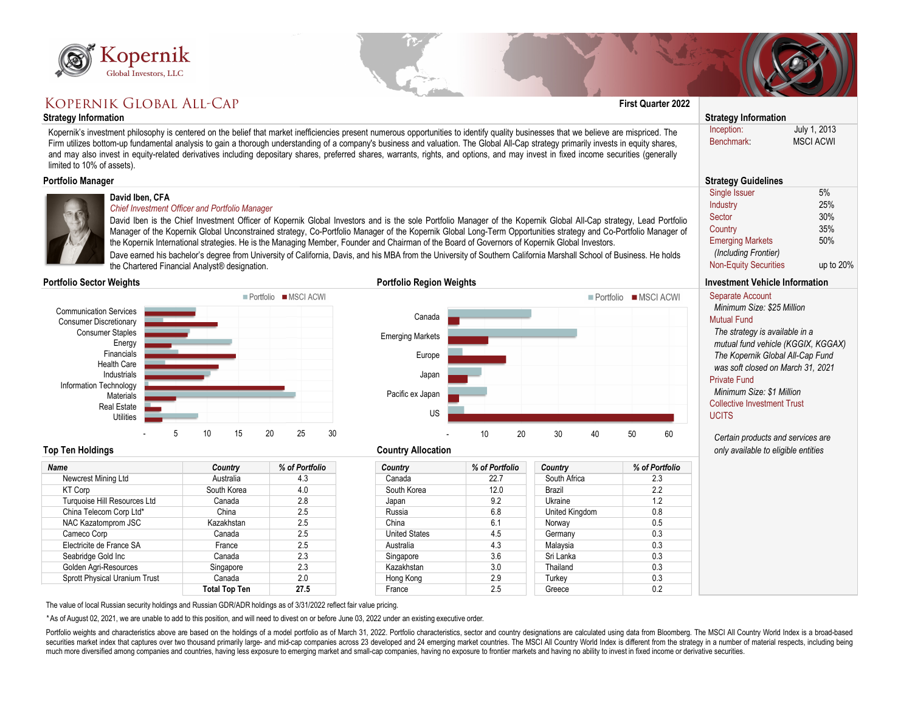# Kopernik Global All-Cap

**First Quarter 2022**

## Strategy Information

Kopernik's investment philosophy is centered on the belief that market inefficiencies present numerous opportunities to identify quality businesses that we believe are mispriced. The Firm utilizes bottom-up fundamental analysis to gain a thorough understanding of a company's business and valuation. The Global All-Cap strategy primarily invests in equity shares, and may also invest in equity-related derivatives including depositary shares, preferred shares, warrants, rights, and options, and may invest in fixed income securities (generally limited to 10% of assets).

## Portfolio Manager

**David Iben, CFA**

*Chief Investment Officer and Portfolio Manager*

David Iben is the Chief Investment Officer of Kopernik Global Investors and is the sole Portfolio Manager of the Kopernik Global All-Cap strategy, Lead Portfolio Manager of the Kopernik Global Unconstrained strategy, Co-Portfolio Manager of the Kopernik Global Long-Term Opportunities strategy and Co-Portfolio Manager of the Kopernik International strategies. He is the Managing Member, Founder and Chairman of the Board of Governors of Kopernik Global Investors.

Dave earned his bachelor's degree from University of California, Davis, and his MBA from the University of Southern California Marshall School of Business. He holds the Chartered Financial Analyst® designation.

## Portfolio Sector Weights

Portfolio / MSCI ACWI

Sectors: Communication Services, Consumer Discretionary, Consumer Staples, Energy, Financials, Health Care, Industrials, Information Technology, Materials, Real Estate, Utilities

Axis: -, 5, 10, 15, 20, 25, 30

## Portfolio Region Weights

Portfolio / MSCI ACWI

Regions: Canada, Emerging Markets, Europe, Japan, Pacific ex Japan, US

Axis: -, 10, 20, 30, 40, 50, 60

## Top Ten Holdings

| Name | Country | % of Portfolio |
|---|---|---|
| Newcrest Mining Ltd | Australia | 4.3 |
| KT Corp | South Korea | 4.0 |
| Turquoise Hill Resources Ltd | Canada | 2.8 |
| China Telecom Corp Ltd* | China | 2.5 |
| NAC Kazatomprom JSC | Kazakhstan | 2.5 |
| Cameco Corp | Canada | 2.5 |
| Electricite de France SA | France | 2.5 |
| Seabridge Gold Inc | Canada | 2.3 |
| Golden Agri-Resources | Singapore | 2.3 |
| Sprott Physical Uranium Trust | Canada | 2.0 |
| | **Total Top Ten** | **27.5** |

## Country Allocation

| Country | % of Portfolio | Country | % of Portfolio |
|---|---|---|---|
| Canada | 22.7 | South Africa | 2.3 |
| South Korea | 12.0 | Brazil | 2.2 |
| Japan | 9.2 | Ukraine | 1.2 |
| Russia | 6.8 | United Kingdom | 0.8 |
| China | 6.1 | Norway | 0.5 |
| United States | 4.5 | Germany | 0.3 |
| Australia | 4.3 | Malaysia | 0.3 |
| Singapore | 3.6 | Sri Lanka | 0.3 |
| Kazakhstan | 3.0 | Thailand | 0.3 |
| Hong Kong | 2.9 | Turkey | 0.3 |
| France | 2.5 | Greece | 0.2 |

## Strategy Information

| | |
|---|---|
| Inception: | July 1, 2013 |
| Benchmark: | MSCI ACWI |

## Strategy Guidelines

| | |
|---|---|
| Single Issuer | 5% |
| Industry | 25% |
| Sector | 30% |
| Country | 35% |
| Emerging Markets *(Including Frontier)* | 50% |
| Non-Equity Securities | up to 20% |

## Investment Vehicle Information

Separate Account

*Minimum Size: $25 Million*

Mutual Fund

*The strategy is available in a mutual fund vehicle (KGGIX, KGGAX)*

*The Kopernik Global All-Cap Fund was soft closed on March 31, 2021*

Private Fund

*Minimum Size: $1 Million*

Collective Investment Trust

UCITS

*Certain products and services are only available to eligible entities*

The value of local Russian security holdings and Russian GDR/ADR holdings as of 3/31/2022 reflect fair value pricing.

*As of August 02, 2021, we are unable to add to this position, and will need to divest on or before June 03, 2022 under an existing executive order.

Portfolio weights and characteristics above are based on the holdings of a model portfolio as of March 31, 2022. Portfolio characteristics, sector and country designations are calculated using data from Bloomberg. The MSCI All Country World Index is a broad-based securities market index that captures over two thousand primarily large- and mid-cap companies across 23 developed and 24 emerging market countries. The MSCI All Country World Index is different from the strategy in a number of material respects, including being much more diversified among companies and countries, having less exposure to emerging market and small-cap companies, having no exposure to frontier markets and having no ability to invest in fixed income or derivative securities.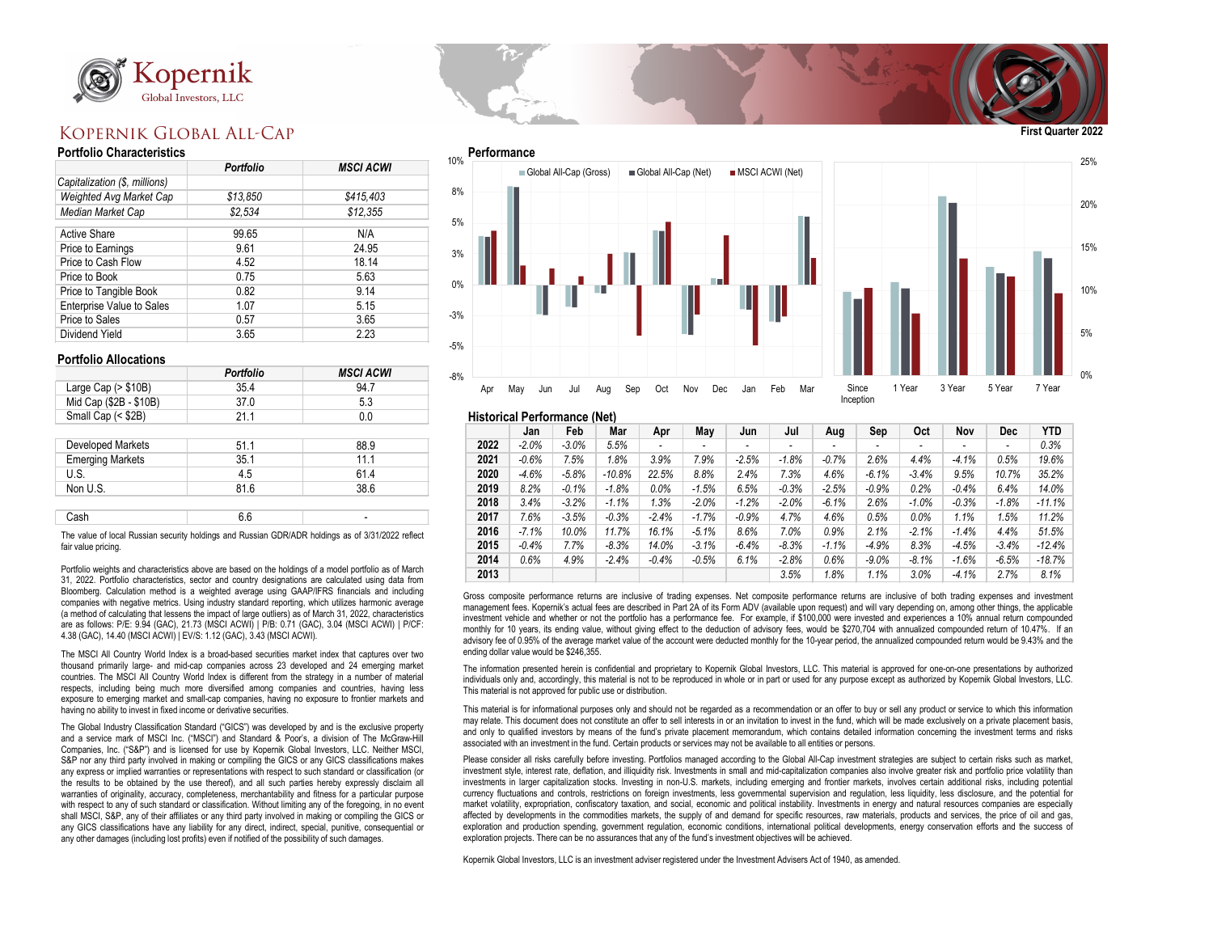# Kopernik Global All-Cap

First Quarter 2022

## Portfolio Characteristics

| | Portfolio | MSCI ACWI |
|---|---|---|
| *Capitalization ($, millions)* | | |
| *Weighted Avg Market Cap* | *$13,850* | *$415,403* |
| *Median Market Cap* | *$2,534* | *$12,355* |

| | | |
|---|---|---|
| Active Share | 99.65 | N/A |
| Price to Earnings | 9.61 | 24.95 |
| Price to Cash Flow | 4.52 | 18.14 |
| Price to Book | 0.75 | 5.63 |
| Price to Tangible Book | 0.82 | 9.14 |
| Enterprise Value to Sales | 1.07 | 5.15 |
| Price to Sales | 0.57 | 3.65 |
| Dividend Yield | 3.65 | 2.23 |

## Portfolio Allocations

| | Portfolio | MSCI ACWI |
|---|---|---|
| Large Cap (> $10B) | 35.4 | 94.7 |
| Mid Cap ($2B - $10B) | 37.0 | 5.3 |
| Small Cap (< $2B) | 21.1 | 0.0 |

| | | |
|---|---|---|
| Developed Markets | 51.1 | 88.9 |
| Emerging Markets | 35.1 | 11.1 |
| U.S. | 4.5 | 61.4 |
| Non U.S. | 81.6 | 38.6 |

| | | |
|---|---|---|
| Cash | 6.6 | - |

The value of local Russian security holdings and Russian GDR/ADR holdings as of 3/31/2022 reflect fair value pricing.

Portfolio weights and characteristics above are based on the holdings of a model portfolio as of March 31, 2022. Portfolio characteristics, sector and country designations are calculated using data from Bloomberg. Calculation method is a weighted average using GAAP/IFRS financials and including companies with negative metrics. Using industry standard reporting, which utilizes harmonic average (a method of calculating that lessens the impact of large outliers) as of March 31, 2022, characteristics are as follows: P/E: 9.94 (GAC), 21.73 (MSCI ACWI) | P/B: 0.71 (GAC), 3.04 (MSCI ACWI) | P/CF: 4.38 (GAC), 14.40 (MSCI ACWI) | EV/S: 1.12 (GAC), 3.43 (MSCI ACWI).

The MSCI All Country World Index is a broad-based securities market index that captures over two thousand primarily large- and mid-cap companies across 23 developed and 24 emerging market countries. The MSCI All Country World Index is different from the strategy in a number of material respects, including being much more diversified among companies and countries, having less exposure to emerging market and small-cap companies, having no exposure to frontier markets and having no ability to invest in fixed income or derivative securities.

The Global Industry Classification Standard ("GICS") was developed by and is the exclusive property and a service mark of MSCI Inc. ("MSCI") and Standard & Poor's, a division of The McGraw-Hill Companies, Inc. ("S&P") and is licensed for use by Kopernik Global Investors, LLC. Neither MSCI, S&P nor any third party involved in making or compiling the GICS or any GICS classifications makes any express or implied warranties or representations with respect to such standard or classification (or the results to be obtained by the use thereof), and all such parties hereby expressly disclaim all warranties of originality, accuracy, completeness, merchantability and fitness for a particular purpose with respect to any of such standard or classification. Without limiting any of the foregoing, in no event shall MSCI, S&P, any of their affiliates or any third party involved in making or compiling the GICS or any GICS classifications have any liability for any direct, indirect, special, punitive, consequential or any other damages (including lost profits) even if notified of the possibility of such damages.

## Performance

Global All-Cap (Gross) | Global All-Cap (Net) | MSCI ACWI (Net)

10% 8% 5% 3% 0% -3% -5% -8%

Apr May Jun Jul Aug Sep Oct Nov Dec Jan Feb Mar

25% 20% 15% 10% 5% 0%

Since Inception | 1 Year | 3 Year | 5 Year | 7 Year

## Historical Performance (Net)

| | Jan | Feb | Mar | Apr | May | Jun | Jul | Aug | Sep | Oct | Nov | Dec | YTD |
|---|---|---|---|---|---|---|---|---|---|---|---|---|---|
| **2022** | *-2.0%* | *-3.0%* | *5.5%* | - | - | - | - | - | - | - | - | - | *0.3%* |
| **2021** | *-0.6%* | *7.5%* | *1.8%* | *3.9%* | *7.9%* | *-2.5%* | *-1.8%* | *-0.7%* | *2.6%* | *4.4%* | *-4.1%* | *0.5%* | *19.6%* |
| **2020** | *-4.6%* | *-5.8%* | *-10.8%* | *22.5%* | *8.8%* | *2.4%* | *7.3%* | *4.6%* | *-6.1%* | *-3.4%* | *9.5%* | *10.7%* | *35.2%* |
| **2019** | *8.2%* | *-0.1%* | *-1.8%* | *0.0%* | *-1.5%* | *6.5%* | *-0.3%* | *-2.5%* | *-0.9%* | *0.2%* | *-0.4%* | *6.4%* | *14.0%* |
| **2018** | *3.4%* | *-3.2%* | *-1.1%* | *1.3%* | *-2.0%* | *-1.2%* | *-2.0%* | *-6.1%* | *2.6%* | *-1.0%* | *-0.3%* | *-1.8%* | *-11.1%* |
| **2017** | *7.6%* | *-3.5%* | *-0.3%* | *-2.4%* | *-1.7%* | *-0.9%* | *4.7%* | *4.6%* | *0.5%* | *0.0%* | *1.1%* | *1.5%* | *11.2%* |
| **2016** | *-7.1%* | *10.0%* | *11.7%* | *16.1%* | *-5.1%* | *8.6%* | *7.0%* | *0.9%* | *2.1%* | *-2.1%* | *-1.4%* | *4.4%* | *51.5%* |
| **2015** | *-0.4%* | *7.7%* | *-8.3%* | *14.0%* | *-3.1%* | *-6.4%* | *-8.3%* | *-1.1%* | *-4.9%* | *8.3%* | *-4.5%* | *-3.4%* | *-12.4%* |
| **2014** | *0.6%* | *4.9%* | *-2.4%* | *-0.4%* | *-0.5%* | *6.1%* | *-2.8%* | *0.6%* | *-9.0%* | *-8.1%* | *-1.6%* | *-6.5%* | *-18.7%* |
| **2013** | | | | | | | *3.5%* | *1.8%* | *1.1%* | *3.0%* | *-4.1%* | *2.7%* | *8.1%* |

Gross composite performance returns are inclusive of trading expenses. Net composite performance returns are inclusive of both trading expenses and investment management fees. Kopernik's actual fees are described in Part 2A of its Form ADV (available upon request) and will vary depending on, among other things, the applicable investment vehicle and whether or not the portfolio has a performance fee. For example, if $100,000 were invested and experiences a 10% annual return compounded monthly for 10 years, its ending value, without giving effect to the deduction of advisory fees, would be $270,704 with annualized compounded return of 10.47%. If an advisory fee of 0.95% of the average market value of the account were deducted monthly for the 10-year period, the annualized compounded return would be 9.43% and the ending dollar value would be $246,355.

The information presented herein is confidential and proprietary to Kopernik Global Investors, LLC. This material is approved for one-on-one presentations by authorized individuals only and, accordingly, this material is not to be reproduced in whole or in part or used for any purpose except as authorized by Kopernik Global Investors, LLC. This material is not approved for public use or distribution.

This material is for informational purposes only and should not be regarded as a recommendation or an offer to buy or sell any product or service to which this information may relate. This document does not constitute an offer to sell interests in or an invitation to invest in the fund, which will be made exclusively on a private placement basis, and only to qualified investors by means of the fund's private placement memorandum, which contains detailed information concerning the investment terms and risks associated with an investment in the fund. Certain products or services may not be available to all entities or persons.

Please consider all risks carefully before investing. Portfolios managed according to the Global All-Cap investment strategies are subject to certain risks such as market, investment style, interest rate, deflation, and illiquidity risk. Investments in small and mid-capitalization companies also involve greater risk and portfolio price volatility than investments in larger capitalization stocks. Investing in non-U.S. markets, including emerging and frontier markets, involves certain additional risks, including potential currency fluctuations and controls, restrictions on foreign investments, less governmental supervision and regulation, less liquidity, less disclosure, and the potential for market volatility, expropriation, confiscatory taxation, and social, economic and political instability. Investments in energy and natural resources companies are especially affected by developments in the commodities markets, the supply of and demand for specific resources, raw materials, products and services, the price of oil and gas, exploration and production spending, government regulation, economic conditions, international political developments, energy conservation efforts and the success of exploration projects. There can be no assurances that any of the fund's investment objectives will be achieved.

Kopernik Global Investors, LLC is an investment adviser registered under the Investment Advisers Act of 1940, as amended.